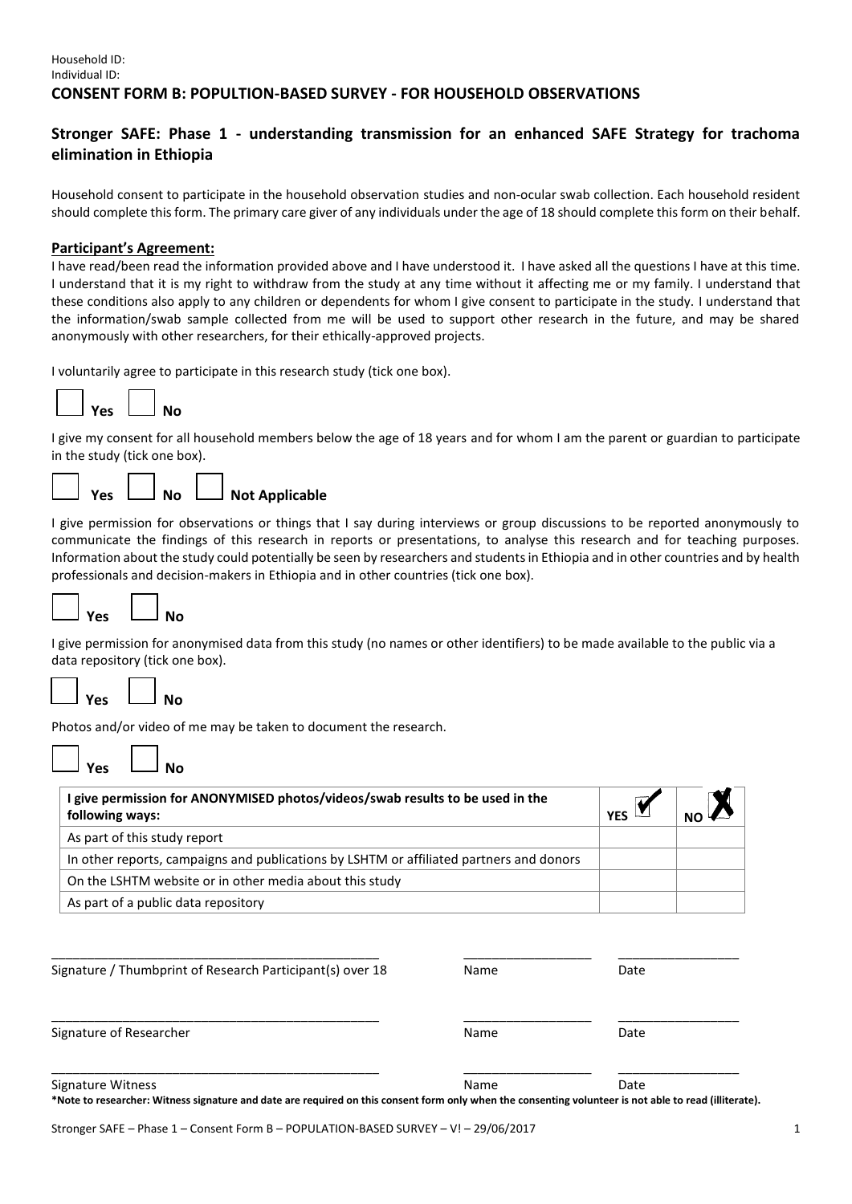Household ID:
Individual ID:

**CONSENT FORM B: POPULTION-BASED SURVEY - FOR HOUSEHOLD OBSERVATIONS**

## Stronger SAFE: Phase 1 - understanding transmission for an enhanced SAFE Strategy for trachoma elimination in Ethiopia

Household consent to participate in the household observation studies and non-ocular swab collection. Each household resident should complete this form. The primary care giver of any individuals under the age of 18 should complete this form on their behalf.

**Participant's Agreement:**

I have read/been read the information provided above and I have understood it. I have asked all the questions I have at this time. I understand that it is my right to withdraw from the study at any time without it affecting me or my family. I understand that these conditions also apply to any children or dependents for whom I give consent to participate in the study. I understand that the information/swab sample collected from me will be used to support other research in the future, and may be shared anonymously with other researchers, for their ethically-approved projects.

I voluntarily agree to participate in this research study (tick one box).

☐ **Yes** ☐ **No**

I give my consent for all household members below the age of 18 years and for whom I am the parent or guardian to participate in the study (tick one box).

☐ **Yes** ☐ **No** ☐ **Not Applicable**

I give permission for observations or things that I say during interviews or group discussions to be reported anonymously to communicate the findings of this research in reports or presentations, to analyse this research and for teaching purposes. Information about the study could potentially be seen by researchers and students in Ethiopia and in other countries and by health professionals and decision-makers in Ethiopia and in other countries (tick one box).

☐ **Yes** ☐ **No**

I give permission for anonymised data from this study (no names or other identifiers) to be made available to the public via a data repository (tick one box).

☐ **Yes** ☐ **No**

Photos and/or video of me may be taken to document the research.

☐ **Yes** ☐ **No**

| **I give permission for ANONYMISED photos/videos/swab results to be used in the following ways:** | **YES** ☑ | **NO** ☒ |
|---|---|---|
| As part of this study report | | |
| In other reports, campaigns and publications by LSHTM or affiliated partners and donors | | |
| On the LSHTM website or in other media about this study | | |
| As part of a public data repository | | |

| | | |
|---|---|---|
| ______________________________ | ______________ | ______________ |
| Signature / Thumbprint of Research Participant(s) over 18 | Name | Date |
| ______________________________ | ______________ | ______________ |
| Signature of Researcher | Name | Date |
| ______________________________ | ______________ | ______________ |
| Signature Witness | Name | Date |

**\*Note to researcher: Witness signature and date are required on this consent form only when the consenting volunteer is not able to read (illiterate).**

Stronger SAFE – Phase 1 – Consent Form B – POPULATION-BASED SURVEY – V! – 29/06/2017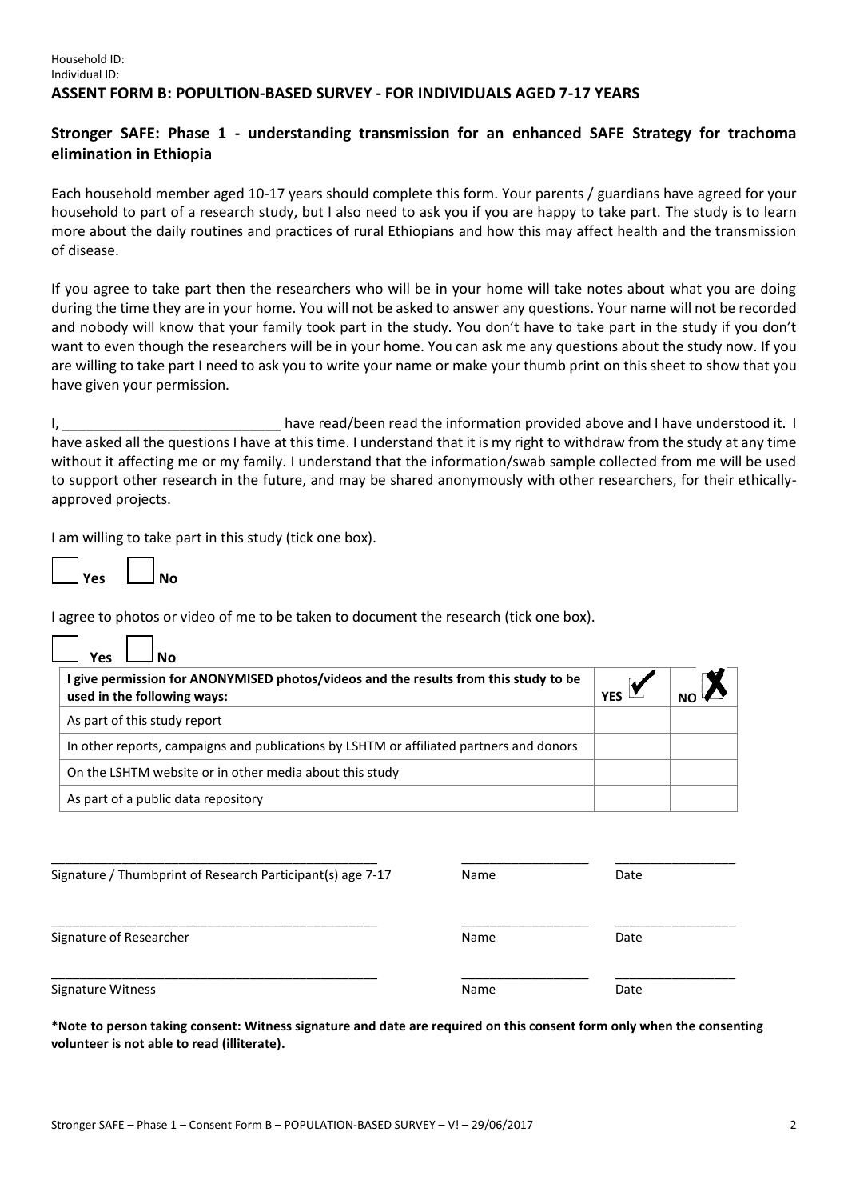Household ID:
Individual ID:

**ASSENT FORM B: POPULTION-BASED SURVEY - FOR INDIVIDUALS AGED 7-17 YEARS**

## Stronger SAFE: Phase 1 - understanding transmission for an enhanced SAFE Strategy for trachoma elimination in Ethiopia

Each household member aged 10-17 years should complete this form. Your parents / guardians have agreed for your household to part of a research study, but I also need to ask you if you are happy to take part. The study is to learn more about the daily routines and practices of rural Ethiopians and how this may affect health and the transmission of disease.

If you agree to take part then the researchers who will be in your home will take notes about what you are doing during the time they are in your home. You will not be asked to answer any questions. Your name will not be recorded and nobody will know that your family took part in the study. You don't have to take part in the study if you don't want to even though the researchers will be in your home. You can ask me any questions about the study now. If you are willing to take part I need to ask you to write your name or make your thumb print on this sheet to show that you have given your permission.

I, ____________________________ have read/been read the information provided above and I have understood it. I have asked all the questions I have at this time. I understand that it is my right to withdraw from the study at any time without it affecting me or my family. I understand that the information/swab sample collected from me will be used to support other research in the future, and may be shared anonymously with other researchers, for their ethically-approved projects.

I am willing to take part in this study (tick one box).

☐ **Yes** ☐ **No**

I agree to photos or video of me to be taken to document the research (tick one box).

☐ **Yes** ☐ **No**

| **I give permission for ANONYMISED photos/videos and the results from this study to be used in the following ways:** | **YES** ☑ | **NO** ☒ |
|---|---|---|
| As part of this study report | | |
| In other reports, campaigns and publications by LSHTM or affiliated partners and donors | | |
| On the LSHTM website or in other media about this study | | |
| As part of a public data repository | | |

_______________________________________________ __________________ _________________
Signature / Thumbprint of Research Participant(s) age 7-17 Name Date

_______________________________________________ __________________ _________________
Signature of Researcher Name Date

_______________________________________________ __________________ _________________
Signature Witness Name Date

**\*Note to person taking consent: Witness signature and date are required on this consent form only when the consenting volunteer is not able to read (illiterate).**

Stronger SAFE – Phase 1 – Consent Form B – POPULATION-BASED SURVEY – V! – 29/06/2017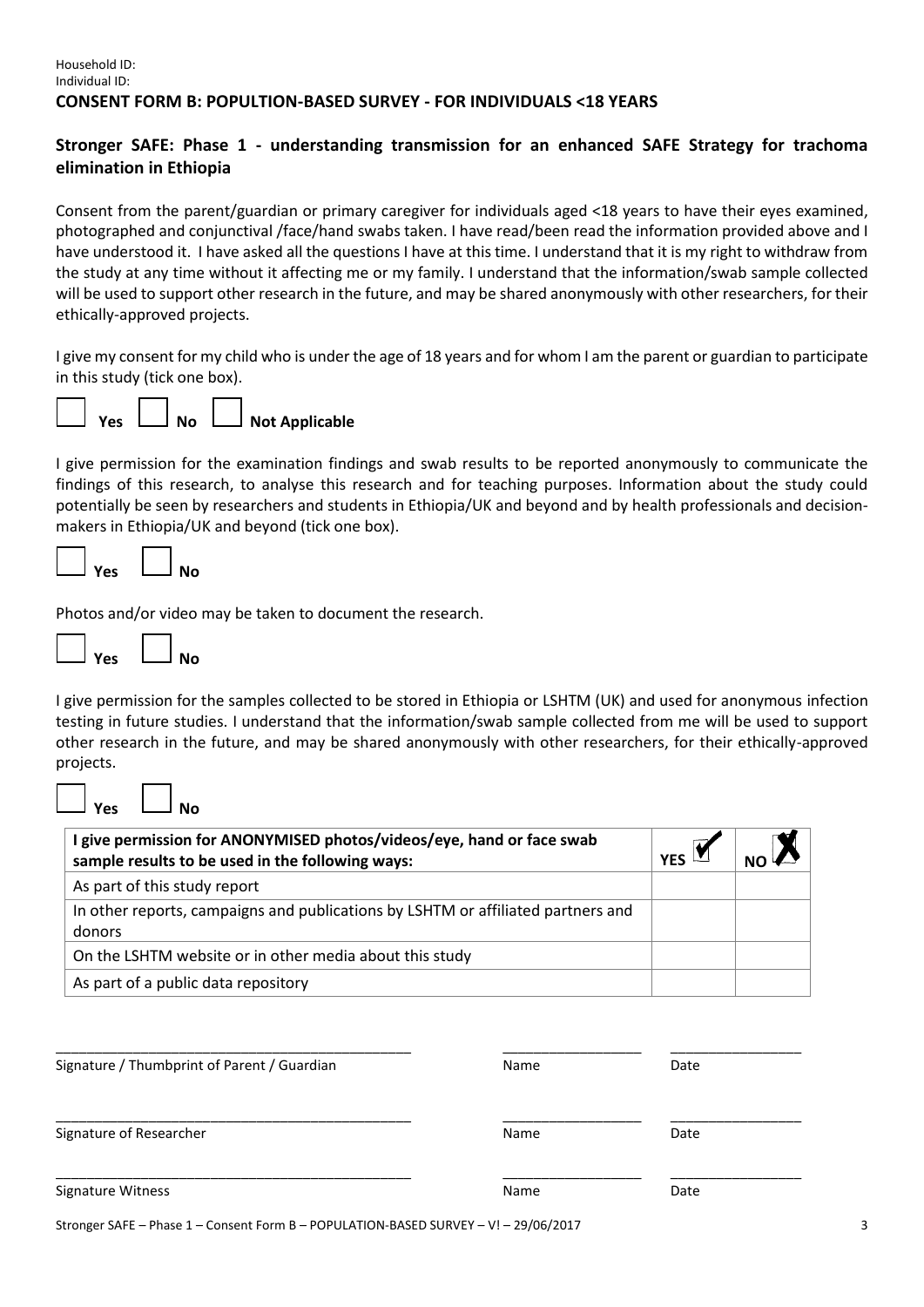Household ID:
Individual ID:

**CONSENT FORM B: POPULTION-BASED SURVEY - FOR INDIVIDUALS <18 YEARS**

## Stronger SAFE: Phase 1 - understanding transmission for an enhanced SAFE Strategy for trachoma elimination in Ethiopia

Consent from the parent/guardian or primary caregiver for individuals aged <18 years to have their eyes examined, photographed and conjunctival /face/hand swabs taken. I have read/been read the information provided above and I have understood it. I have asked all the questions I have at this time. I understand that it is my right to withdraw from the study at any time without it affecting me or my family. I understand that the information/swab sample collected will be used to support other research in the future, and may be shared anonymously with other researchers, for their ethically-approved projects.

I give my consent for my child who is under the age of 18 years and for whom I am the parent or guardian to participate in this study (tick one box).

☐ **Yes** ☐ **No** ☐ **Not Applicable**

I give permission for the examination findings and swab results to be reported anonymously to communicate the findings of this research, to analyse this research and for teaching purposes. Information about the study could potentially be seen by researchers and students in Ethiopia/UK and beyond and by health professionals and decision-makers in Ethiopia/UK and beyond (tick one box).

☐ **Yes** ☐ **No**

Photos and/or video may be taken to document the research.

☐ **Yes** ☐ **No**

I give permission for the samples collected to be stored in Ethiopia or LSHTM (UK) and used for anonymous infection testing in future studies. I understand that the information/swab sample collected from me will be used to support other research in the future, and may be shared anonymously with other researchers, for their ethically-approved projects.

☐ **Yes** ☐ **No**

| **I give permission for ANONYMISED photos/videos/eye, hand or face swab sample results to be used in the following ways:** | **YES** ☑ | **NO** ☒ |
|---|---|---|
| As part of this study report | | |
| In other reports, campaigns and publications by LSHTM or affiliated partners and donors | | |
| On the LSHTM website or in other media about this study | | |
| As part of a public data repository | | |

\_\_\_\_\_\_\_\_\_\_\_\_\_\_\_\_\_\_\_\_\_\_\_\_\_\_\_\_\_\_\_\_\_\_\_\_\_\_\_\_\_\_\_\_ \_\_\_\_\_\_\_\_\_\_\_\_\_\_\_\_\_\_ \_\_\_\_\_\_\_\_\_\_\_\_\_\_\_\_\_\_
Signature / Thumbprint of Parent / Guardian Name Date

\_\_\_\_\_\_\_\_\_\_\_\_\_\_\_\_\_\_\_\_\_\_\_\_\_\_\_\_\_\_\_\_\_\_\_\_\_\_\_\_\_\_\_\_ \_\_\_\_\_\_\_\_\_\_\_\_\_\_\_\_\_\_ \_\_\_\_\_\_\_\_\_\_\_\_\_\_\_\_\_\_
Signature of Researcher Name Date

\_\_\_\_\_\_\_\_\_\_\_\_\_\_\_\_\_\_\_\_\_\_\_\_\_\_\_\_\_\_\_\_\_\_\_\_\_\_\_\_\_\_\_\_ \_\_\_\_\_\_\_\_\_\_\_\_\_\_\_\_\_\_ \_\_\_\_\_\_\_\_\_\_\_\_\_\_\_\_\_\_
Signature Witness Name Date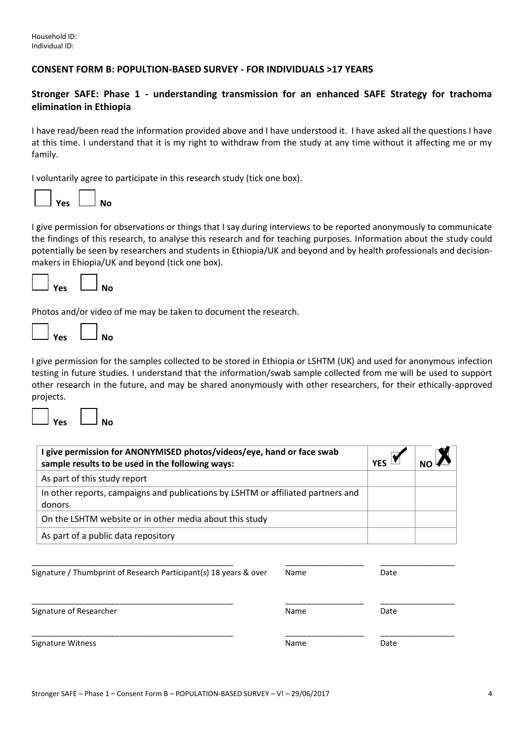Household ID:
Individual ID:

**CONSENT FORM B: POPULTION-BASED SURVEY - FOR INDIVIDUALS >17 YEARS**

**Stronger SAFE: Phase 1 - understanding transmission for an enhanced SAFE Strategy for trachoma elimination in Ethiopia**

I have read/been read the information provided above and I have understood it. I have asked all the questions I have at this time. I understand that it is my right to withdraw from the study at any time without it affecting me or my family.

I voluntarily agree to participate in this research study (tick one box).

☐ **Yes** ☐ **No**

I give permission for observations or things that I say during interviews to be reported anonymously to communicate the findings of this research, to analyse this research and for teaching purposes. Information about the study could potentially be seen by researchers and students in Ethiopia/UK and beyond and by health professionals and decision-makers in Ehiopia/UK and beyond (tick one box).

☐ **Yes** ☐ **No**

Photos and/or video of me may be taken to document the research.

☐ **Yes** ☐ **No**

I give permission for the samples collected to be stored in Ethiopia or LSHTM (UK) and used for anonymous infection testing in future studies. I understand that the information/swab sample collected from me will be used to support other research in the future, and may be shared anonymously with other researchers, for their ethically-approved projects.

☐ **Yes** ☐ **No**

| **I give permission for ANONYMISED photos/videos/eye, hand or face swab sample results to be used in the following ways:** | **YES** ☑ | **NO** ☒ |
|---|---|---|
| As part of this study report | | |
| In other reports, campaigns and publications by LSHTM or affiliated partners and donors | | |
| On the LSHTM website or in other media about this study | | |
| As part of a public data repository | | |

| | | |
|---|---|---|
| ________________________________ | ____________ | ____________ |
| Signature / Thumbprint of Research Participant(s) 18 years & over | Name | Date |
| ________________________________ | ____________ | ____________ |
| Signature of Researcher | Name | Date |
| ________________________________ | ____________ | ____________ |
| Signature Witness | Name | Date |